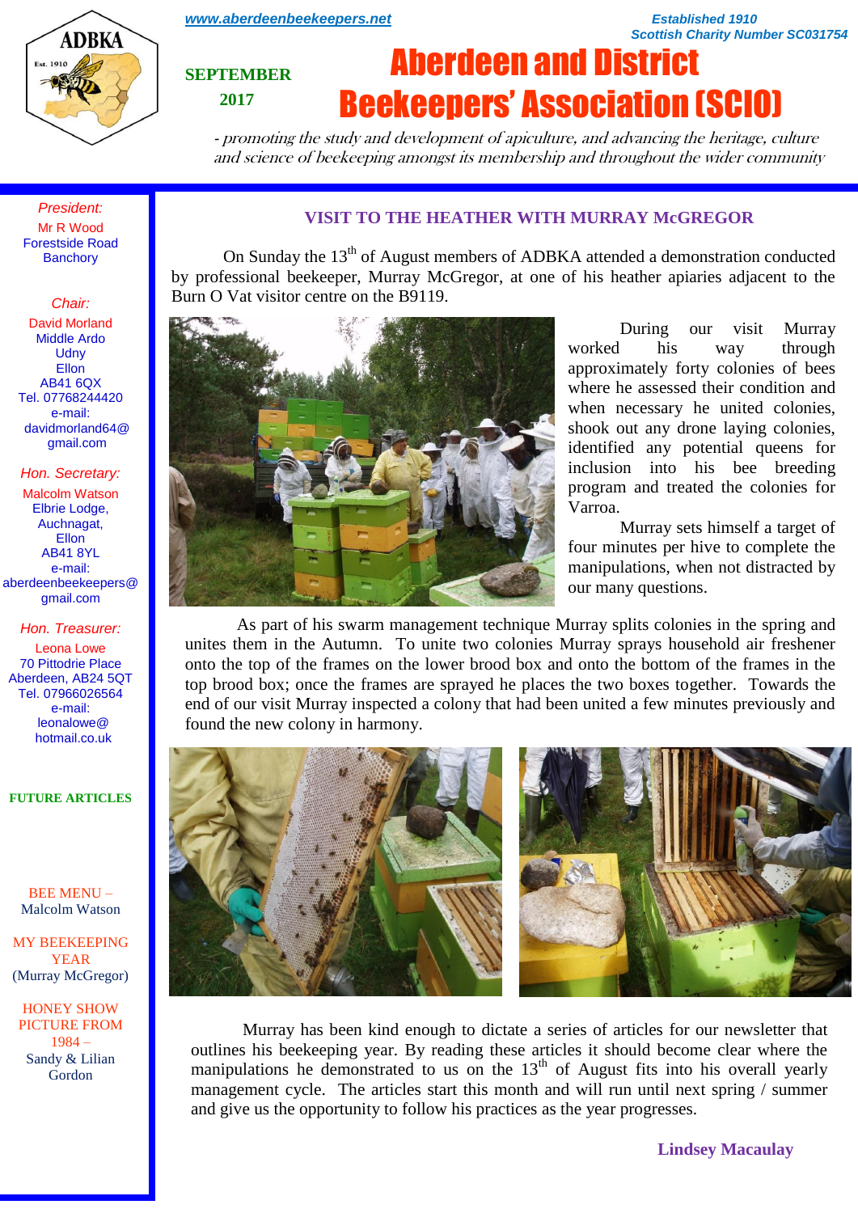www.aberdeenbeekeepers.net

Established 1910
Scottish Charity Number SC031754

SEPTEMBER 2017

# Aberdeen and District Beekeepers' Association (SCIO)

*- promoting the study and development of apiculture, and advancing the heritage, culture and science of beekeeping amongst its membership and throughout the wider community*

*President:*
Mr R Wood
Forestside Road
Banchory

*Chair:*
David Morland
Middle Ardo
Udny
Ellon
AB41 6QX
Tel. 07768244420
e-mail:
davidmorland64@gmail.com

*Hon. Secretary:*
Malcolm Watson
Elbrie Lodge,
Auchnagat,
Ellon
AB41 8YL
e-mail:
aberdeenbeekeepers@gmail.com

*Hon. Treasurer:*
Leona Lowe
70 Pittodrie Place
Aberdeen, AB24 5QT
Tel. 07966026564
e-mail:
leonalowe@hotmail.co.uk

**FUTURE ARTICLES**

BEE MENU – Malcolm Watson

MY BEEKEEPING YEAR (Murray McGregor)

HONEY SHOW PICTURE FROM 1984 – Sandy & Lilian Gordon

## VISIT TO THE HEATHER WITH MURRAY McGREGOR

On Sunday the 13th of August members of ADBKA attended a demonstration conducted by professional beekeeper, Murray McGregor, at one of his heather apiaries adjacent to the Burn O Vat visitor centre on the B9119.

During our visit Murray worked his way through approximately forty colonies of bees where he assessed their condition and when necessary he united colonies, shook out any drone laying colonies, identified any potential queens for inclusion into his bee breeding program and treated the colonies for Varroa.

Murray sets himself a target of four minutes per hive to complete the manipulations, when not distracted by our many questions.

As part of his swarm management technique Murray splits colonies in the spring and unites them in the Autumn. To unite two colonies Murray sprays household air freshener onto the top of the frames on the lower brood box and onto the bottom of the frames in the top brood box; once the frames are sprayed he places the two boxes together. Towards the end of our visit Murray inspected a colony that had been united a few minutes previously and found the new colony in harmony.

Murray has been kind enough to dictate a series of articles for our newsletter that outlines his beekeeping year. By reading these articles it should become clear where the manipulations he demonstrated to us on the 13th of August fits into his overall yearly management cycle. The articles start this month and will run until next spring / summer and give us the opportunity to follow his practices as the year progresses.

**Lindsey Macaulay**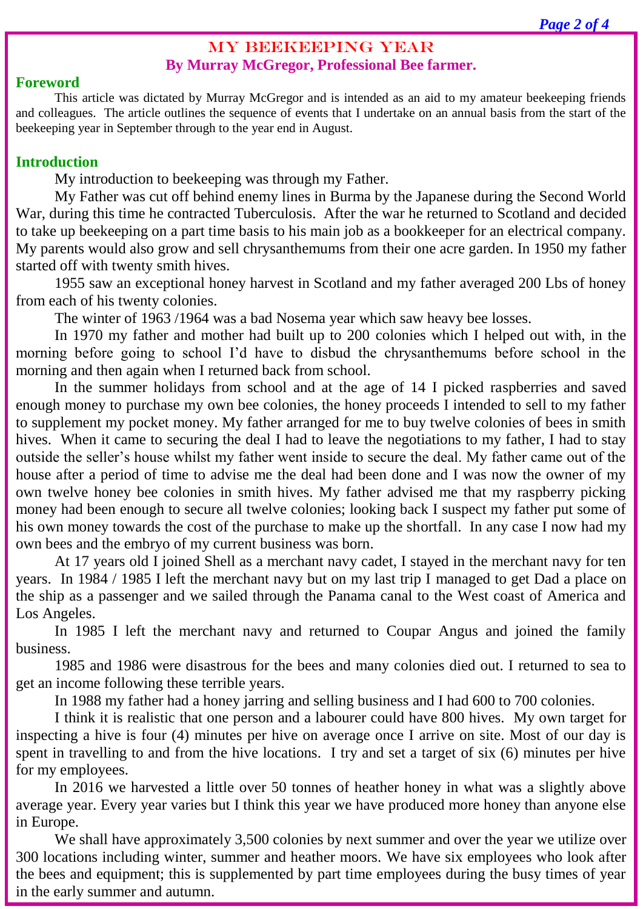# MY BEEKEEPING YEAR

## By Murray McGregor, Professional Bee farmer.

### Foreword

This article was dictated by Murray McGregor and is intended as an aid to my amateur beekeeping friends and colleagues. The article outlines the sequence of events that I undertake on an annual basis from the start of the beekeeping year in September through to the year end in August.

### Introduction

My introduction to beekeeping was through my Father.

My Father was cut off behind enemy lines in Burma by the Japanese during the Second World War, during this time he contracted Tuberculosis. After the war he returned to Scotland and decided to take up beekeeping on a part time basis to his main job as a bookkeeper for an electrical company. My parents would also grow and sell chrysanthemums from their one acre garden. In 1950 my father started off with twenty smith hives.

1955 saw an exceptional honey harvest in Scotland and my father averaged 200 Lbs of honey from each of his twenty colonies.

The winter of 1963 /1964 was a bad Nosema year which saw heavy bee losses.

In 1970 my father and mother had built up to 200 colonies which I helped out with, in the morning before going to school I'd have to disbud the chrysanthemums before school in the morning and then again when I returned back from school.

In the summer holidays from school and at the age of 14 I picked raspberries and saved enough money to purchase my own bee colonies, the honey proceeds I intended to sell to my father to supplement my pocket money. My father arranged for me to buy twelve colonies of bees in smith hives. When it came to securing the deal I had to leave the negotiations to my father, I had to stay outside the seller's house whilst my father went inside to secure the deal. My father came out of the house after a period of time to advise me the deal had been done and I was now the owner of my own twelve honey bee colonies in smith hives. My father advised me that my raspberry picking money had been enough to secure all twelve colonies; looking back I suspect my father put some of his own money towards the cost of the purchase to make up the shortfall. In any case I now had my own bees and the embryo of my current business was born.

At 17 years old I joined Shell as a merchant navy cadet, I stayed in the merchant navy for ten years. In 1984 / 1985 I left the merchant navy but on my last trip I managed to get Dad a place on the ship as a passenger and we sailed through the Panama canal to the West coast of America and Los Angeles.

In 1985 I left the merchant navy and returned to Coupar Angus and joined the family business.

1985 and 1986 were disastrous for the bees and many colonies died out. I returned to sea to get an income following these terrible years.

In 1988 my father had a honey jarring and selling business and I had 600 to 700 colonies.

I think it is realistic that one person and a labourer could have 800 hives. My own target for inspecting a hive is four (4) minutes per hive on average once I arrive on site. Most of our day is spent in travelling to and from the hive locations. I try and set a target of six (6) minutes per hive for my employees.

In 2016 we harvested a little over 50 tonnes of heather honey in what was a slightly above average year. Every year varies but I think this year we have produced more honey than anyone else in Europe.

We shall have approximately 3,500 colonies by next summer and over the year we utilize over 300 locations including winter, summer and heather moors. We have six employees who look after the bees and equipment; this is supplemented by part time employees during the busy times of year in the early summer and autumn.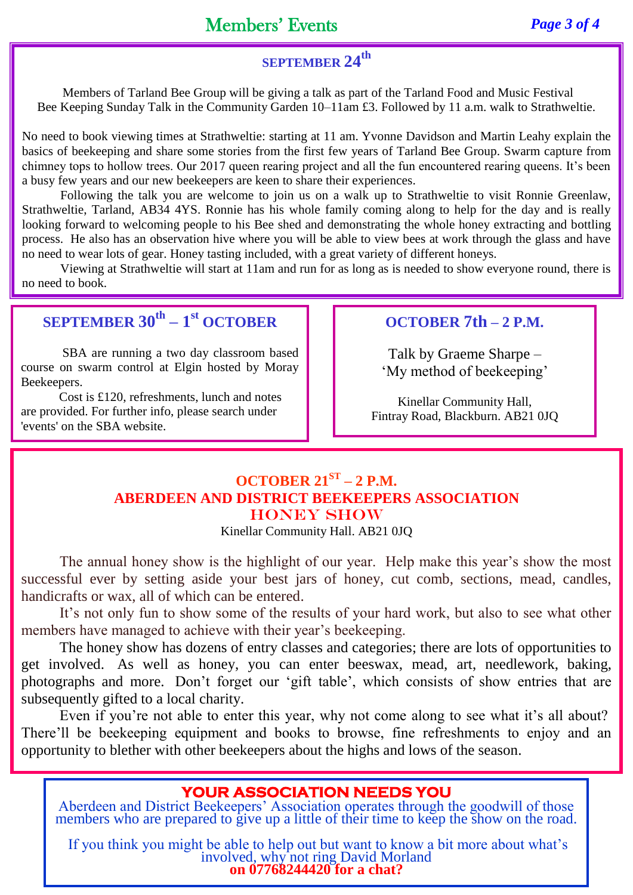# Members' Events

## SEPTEMBER 24th

Members of Tarland Bee Group will be giving a talk as part of the Tarland Food and Music Festival Bee Keeping Sunday Talk in the Community Garden 10–11am £3. Followed by 11 a.m. walk to Strathweltie.

No need to book viewing times at Strathweltie: starting at 11 am. Yvonne Davidson and Martin Leahy explain the basics of beekeeping and share some stories from the first few years of Tarland Bee Group. Swarm capture from chimney tops to hollow trees. Our 2017 queen rearing project and all the fun encountered rearing queens. It's been a busy few years and our new beekeepers are keen to share their experiences.

Following the talk you are welcome to join us on a walk up to Strathweltie to visit Ronnie Greenlaw, Strathweltie, Tarland, AB34 4YS. Ronnie has his whole family coming along to help for the day and is really looking forward to welcoming people to his Bee shed and demonstrating the whole honey extracting and bottling process. He also has an observation hive where you will be able to view bees at work through the glass and have no need to wear lots of gear. Honey tasting included, with a great variety of different honeys.

Viewing at Strathweltie will start at 11am and run for as long as is needed to show everyone round, there is no need to book.

## SEPTEMBER 30th – 1st OCTOBER

SBA are running a two day classroom based course on swarm control at Elgin hosted by Moray Beekeepers.

Cost is £120, refreshments, lunch and notes are provided. For further info, please search under 'events' on the SBA website.

## OCTOBER 7th – 2 P.M.

Talk by Graeme Sharpe – 'My method of beekeeping'

Kinellar Community Hall,
Fintray Road, Blackburn. AB21 0JQ

## OCTOBER 21ST – 2 P.M.
## ABERDEEN AND DISTRICT BEEKEEPERS ASSOCIATION
## HONEY SHOW

Kinellar Community Hall. AB21 0JQ

The annual honey show is the highlight of our year. Help make this year's show the most successful ever by setting aside your best jars of honey, cut comb, sections, mead, candles, handicrafts or wax, all of which can be entered.

It's not only fun to show some of the results of your hard work, but also to see what other members have managed to achieve with their year's beekeeping.

The honey show has dozens of entry classes and categories; there are lots of opportunities to get involved. As well as honey, you can enter beeswax, mead, art, needlework, baking, photographs and more. Don't forget our 'gift table', which consists of show entries that are subsequently gifted to a local charity.

Even if you're not able to enter this year, why not come along to see what it's all about? There'll be beekeeping equipment and books to browse, fine refreshments to enjoy and an opportunity to blether with other beekeepers about the highs and lows of the season.

## YOUR ASSOCIATION NEEDS YOU

Aberdeen and District Beekeepers' Association operates through the goodwill of those members who are prepared to give up a little of their time to keep the show on the road.

If you think you might be able to help out but want to know a bit more about what's involved, why not ring David Morland **on 07768244420 for a chat?**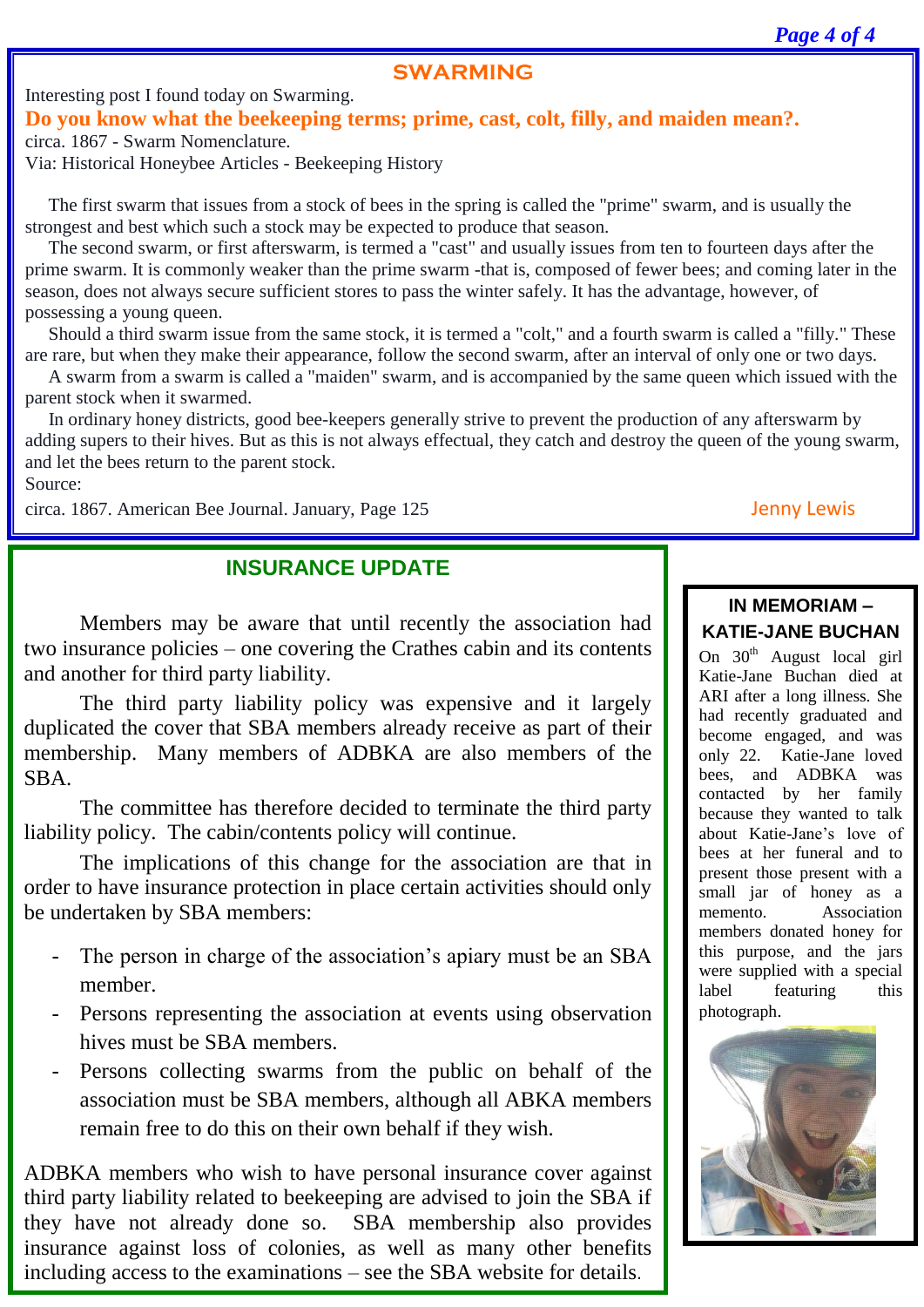## SWARMING

Interesting post I found today on Swarming.

**Do you know what the beekeeping terms; prime, cast, colt, filly, and maiden mean?.**

circa. 1867 - Swarm Nomenclature.

Via: Historical Honeybee Articles - Beekeeping History

The first swarm that issues from a stock of bees in the spring is called the "prime" swarm, and is usually the strongest and best which such a stock may be expected to produce that season.

The second swarm, or first afterswarm, is termed a "cast" and usually issues from ten to fourteen days after the prime swarm. It is commonly weaker than the prime swarm -that is, composed of fewer bees; and coming later in the season, does not always secure sufficient stores to pass the winter safely. It has the advantage, however, of possessing a young queen.

Should a third swarm issue from the same stock, it is termed a "colt," and a fourth swarm is called a "filly." These are rare, but when they make their appearance, follow the second swarm, after an interval of only one or two days.

A swarm from a swarm is called a "maiden" swarm, and is accompanied by the same queen which issued with the parent stock when it swarmed.

In ordinary honey districts, good bee-keepers generally strive to prevent the production of any afterswarm by adding supers to their hives. But as this is not always effectual, they catch and destroy the queen of the young swarm, and let the bees return to the parent stock.

Source:

circa. 1867. American Bee Journal. January, Page 125

Jenny Lewis

## INSURANCE UPDATE

Members may be aware that until recently the association had two insurance policies – one covering the Crathes cabin and its contents and another for third party liability.

The third party liability policy was expensive and it largely duplicated the cover that SBA members already receive as part of their membership. Many members of ADBKA are also members of the SBA.

The committee has therefore decided to terminate the third party liability policy. The cabin/contents policy will continue.

The implications of this change for the association are that in order to have insurance protection in place certain activities should only be undertaken by SBA members:

- The person in charge of the association's apiary must be an SBA member.
- Persons representing the association at events using observation hives must be SBA members.
- Persons collecting swarms from the public on behalf of the association must be SBA members, although all ABKA members remain free to do this on their own behalf if they wish.

ADBKA members who wish to have personal insurance cover against third party liability related to beekeeping are advised to join the SBA if they have not already done so. SBA membership also provides insurance against loss of colonies, as well as many other benefits including access to the examinations – see the SBA website for details.

## IN MEMORIAM – KATIE-JANE BUCHAN

On 30th August local girl Katie-Jane Buchan died at ARI after a long illness. She had recently graduated and become engaged, and was only 22. Katie-Jane loved bees, and ADBKA was contacted by her family because they wanted to talk about Katie-Jane's love of bees at her funeral and to present those present with a small jar of honey as a memento. Association members donated honey for this purpose, and the jars were supplied with a special label featuring this photograph.